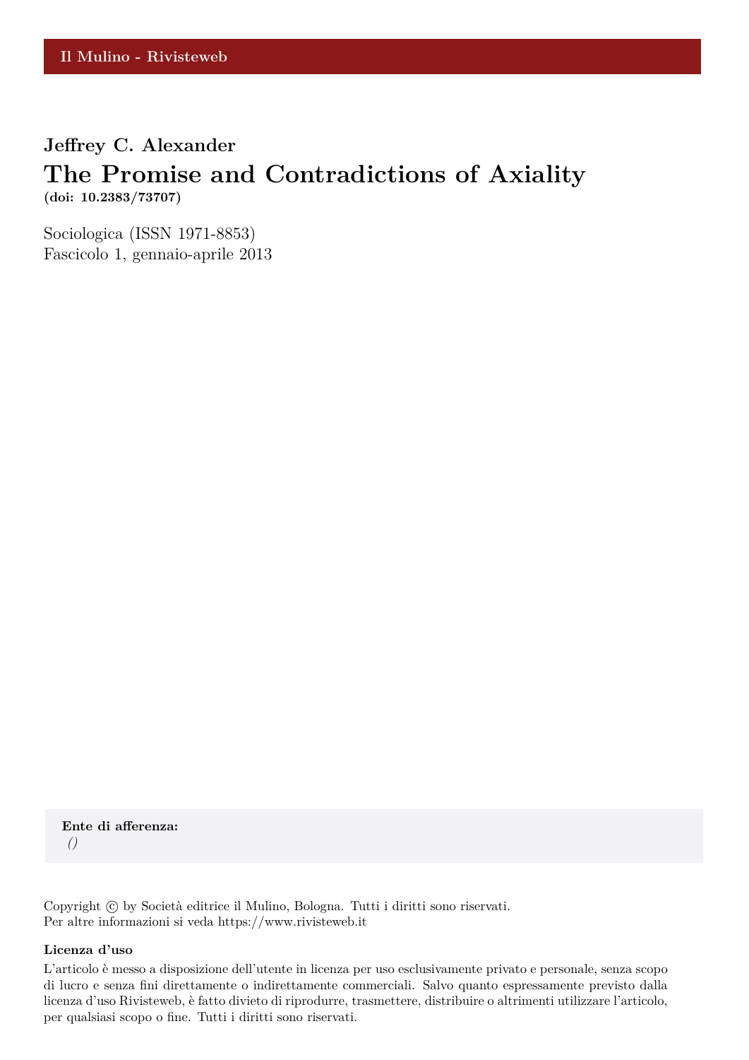Il Mulino - Rivisteweb

**Jeffrey C. Alexander**

# The Promise and Contradictions of Axiality

**(doi: 10.2383/73707)**

Sociologica (ISSN 1971-8853)
Fascicolo 1, gennaio-aprile 2013

**Ente di afferenza:**
*()*

Copyright © by Società editrice il Mulino, Bologna. Tutti i diritti sono riservati.
Per altre informazioni si veda https://www.rivisteweb.it

**Licenza d'uso**

L'articolo è messo a disposizione dell'utente in licenza per uso esclusivamente privato e personale, senza scopo di lucro e senza fini direttamente o indirettamente commerciali. Salvo quanto espressamente previsto dalla licenza d'uso Rivisteweb, è fatto divieto di riprodurre, trasmettere, distribuire o altrimenti utilizzare l'articolo, per qualsiasi scopo o fine. Tutti i diritti sono riservati.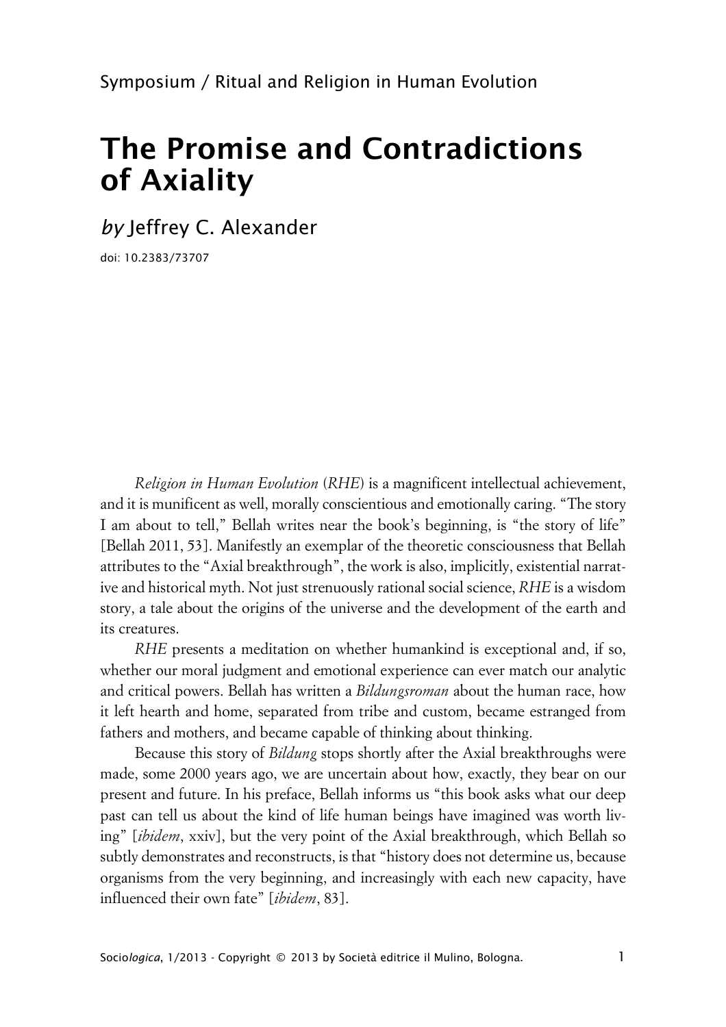Symposium / Ritual and Religion in Human Evolution

# The Promise and Contradictions of Axiality

*by* Jeffrey C. Alexander

doi: 10.2383/73707

*Religion in Human Evolution* (*RHE*) is a magnificent intellectual achievement, and it is munificent as well, morally conscientious and emotionally caring. "The story I am about to tell," Bellah writes near the book's beginning, is "the story of life" [Bellah 2011, 53]. Manifestly an exemplar of the theoretic consciousness that Bellah attributes to the "Axial breakthrough", the work is also, implicitly, existential narrative and historical myth. Not just strenuously rational social science, *RHE* is a wisdom story, a tale about the origins of the universe and the development of the earth and its creatures.

*RHE* presents a meditation on whether humankind is exceptional and, if so, whether our moral judgment and emotional experience can ever match our analytic and critical powers. Bellah has written a *Bildungsroman* about the human race, how it left hearth and home, separated from tribe and custom, became estranged from fathers and mothers, and became capable of thinking about thinking.

Because this story of *Bildung* stops shortly after the Axial breakthroughs were made, some 2000 years ago, we are uncertain about how, exactly, they bear on our present and future. In his preface, Bellah informs us "this book asks what our deep past can tell us about the kind of life human beings have imagined was worth living" [*ibidem*, xxiv], but the very point of the Axial breakthrough, which Bellah so subtly demonstrates and reconstructs, is that "history does not determine us, because organisms from the very beginning, and increasingly with each new capacity, have influenced their own fate" [*ibidem*, 83].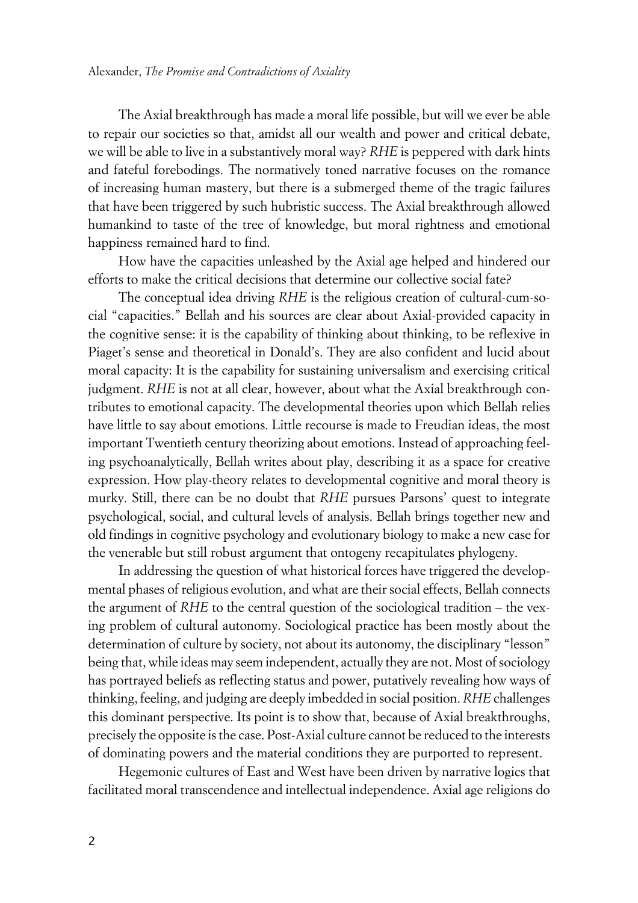The Axial breakthrough has made a moral life possible, but will we ever be able to repair our societies so that, amidst all our wealth and power and critical debate, we will be able to live in a substantively moral way? *RHE* is peppered with dark hints and fateful forebodings. The normatively toned narrative focuses on the romance of increasing human mastery, but there is a submerged theme of the tragic failures that have been triggered by such hubristic success. The Axial breakthrough allowed humankind to taste of the tree of knowledge, but moral rightness and emotional happiness remained hard to find.

How have the capacities unleashed by the Axial age helped and hindered our efforts to make the critical decisions that determine our collective social fate?

The conceptual idea driving *RHE* is the religious creation of cultural-cum-social "capacities." Bellah and his sources are clear about Axial-provided capacity in the cognitive sense: it is the capability of thinking about thinking, to be reflexive in Piaget's sense and theoretical in Donald's. They are also confident and lucid about moral capacity: It is the capability for sustaining universalism and exercising critical judgment. *RHE* is not at all clear, however, about what the Axial breakthrough contributes to emotional capacity. The developmental theories upon which Bellah relies have little to say about emotions. Little recourse is made to Freudian ideas, the most important Twentieth century theorizing about emotions. Instead of approaching feeling psychoanalytically, Bellah writes about play, describing it as a space for creative expression. How play-theory relates to developmental cognitive and moral theory is murky. Still, there can be no doubt that *RHE* pursues Parsons' quest to integrate psychological, social, and cultural levels of analysis. Bellah brings together new and old findings in cognitive psychology and evolutionary biology to make a new case for the venerable but still robust argument that ontogeny recapitulates phylogeny.

In addressing the question of what historical forces have triggered the developmental phases of religious evolution, and what are their social effects, Bellah connects the argument of *RHE* to the central question of the sociological tradition – the vexing problem of cultural autonomy. Sociological practice has been mostly about the determination of culture by society, not about its autonomy, the disciplinary "lesson" being that, while ideas may seem independent, actually they are not. Most of sociology has portrayed beliefs as reflecting status and power, putatively revealing how ways of thinking, feeling, and judging are deeply imbedded in social position. *RHE* challenges this dominant perspective. Its point is to show that, because of Axial breakthroughs, precisely the opposite is the case. Post-Axial culture cannot be reduced to the interests of dominating powers and the material conditions they are purported to represent.

Hegemonic cultures of East and West have been driven by narrative logics that facilitated moral transcendence and intellectual independence. Axial age religions do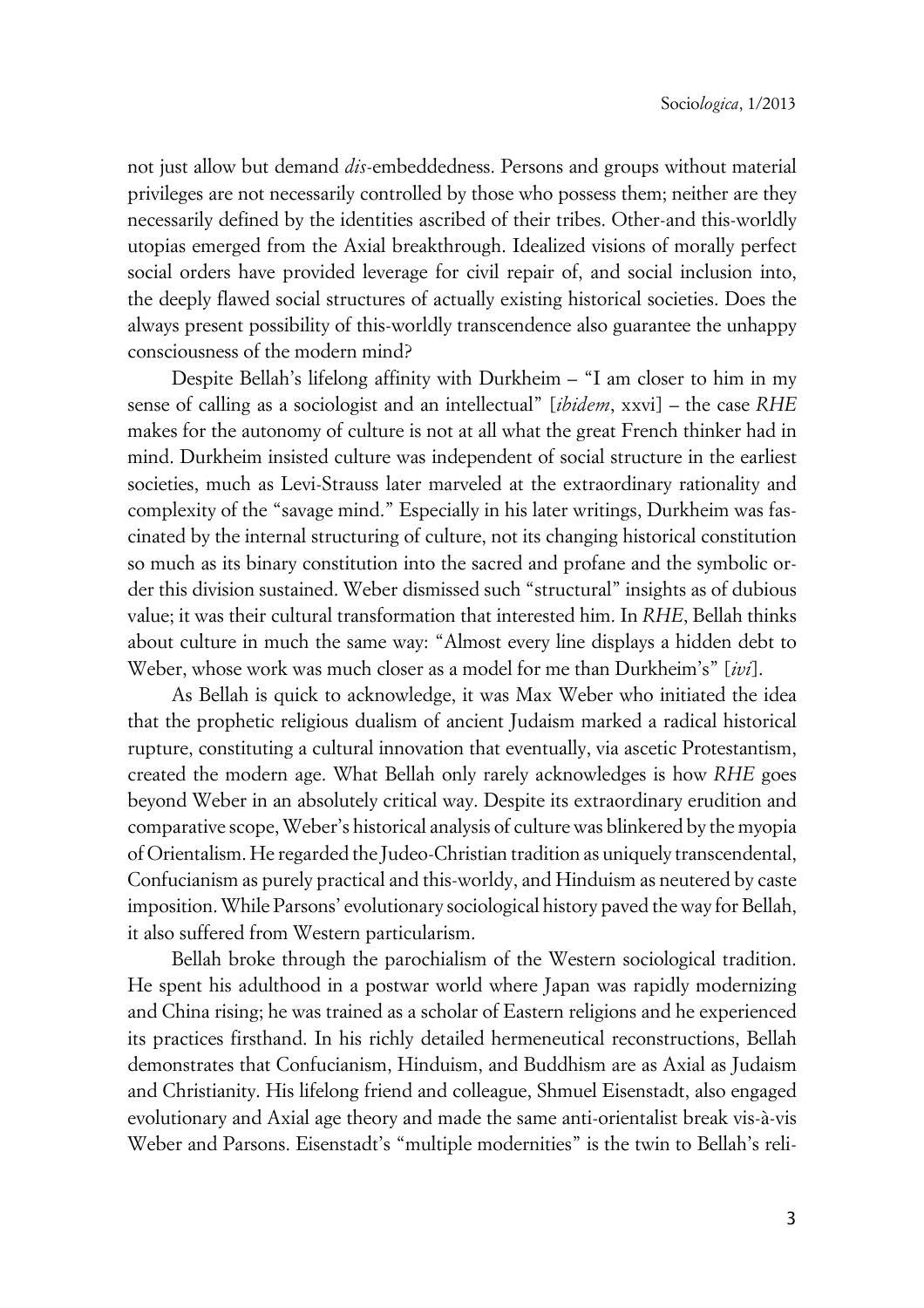not just allow but demand *dis*-embeddedness. Persons and groups without material privileges are not necessarily controlled by those who possess them; neither are they necessarily defined by the identities ascribed of their tribes. Other-and this-worldly utopias emerged from the Axial breakthrough. Idealized visions of morally perfect social orders have provided leverage for civil repair of, and social inclusion into, the deeply flawed social structures of actually existing historical societies. Does the always present possibility of this-worldly transcendence also guarantee the unhappy consciousness of the modern mind?

Despite Bellah's lifelong affinity with Durkheim – "I am closer to him in my sense of calling as a sociologist and an intellectual" [*ibidem*, xxvi] – the case *RHE* makes for the autonomy of culture is not at all what the great French thinker had in mind. Durkheim insisted culture was independent of social structure in the earliest societies, much as Levi-Strauss later marveled at the extraordinary rationality and complexity of the "savage mind." Especially in his later writings, Durkheim was fascinated by the internal structuring of culture, not its changing historical constitution so much as its binary constitution into the sacred and profane and the symbolic order this division sustained. Weber dismissed such "structural" insights as of dubious value; it was their cultural transformation that interested him. In *RHE*, Bellah thinks about culture in much the same way: "Almost every line displays a hidden debt to Weber, whose work was much closer as a model for me than Durkheim's" [*ivi*].

As Bellah is quick to acknowledge, it was Max Weber who initiated the idea that the prophetic religious dualism of ancient Judaism marked a radical historical rupture, constituting a cultural innovation that eventually, via ascetic Protestantism, created the modern age. What Bellah only rarely acknowledges is how *RHE* goes beyond Weber in an absolutely critical way. Despite its extraordinary erudition and comparative scope, Weber's historical analysis of culture was blinkered by the myopia of Orientalism. He regarded the Judeo-Christian tradition as uniquely transcendental, Confucianism as purely practical and this-worldy, and Hinduism as neutered by caste imposition. While Parsons' evolutionary sociological history paved the way for Bellah, it also suffered from Western particularism.

Bellah broke through the parochialism of the Western sociological tradition. He spent his adulthood in a postwar world where Japan was rapidly modernizing and China rising; he was trained as a scholar of Eastern religions and he experienced its practices firsthand. In his richly detailed hermeneutical reconstructions, Bellah demonstrates that Confucianism, Hinduism, and Buddhism are as Axial as Judaism and Christianity. His lifelong friend and colleague, Shmuel Eisenstadt, also engaged evolutionary and Axial age theory and made the same anti-orientalist break vis-à-vis Weber and Parsons. Eisenstadt's "multiple modernities" is the twin to Bellah's reli-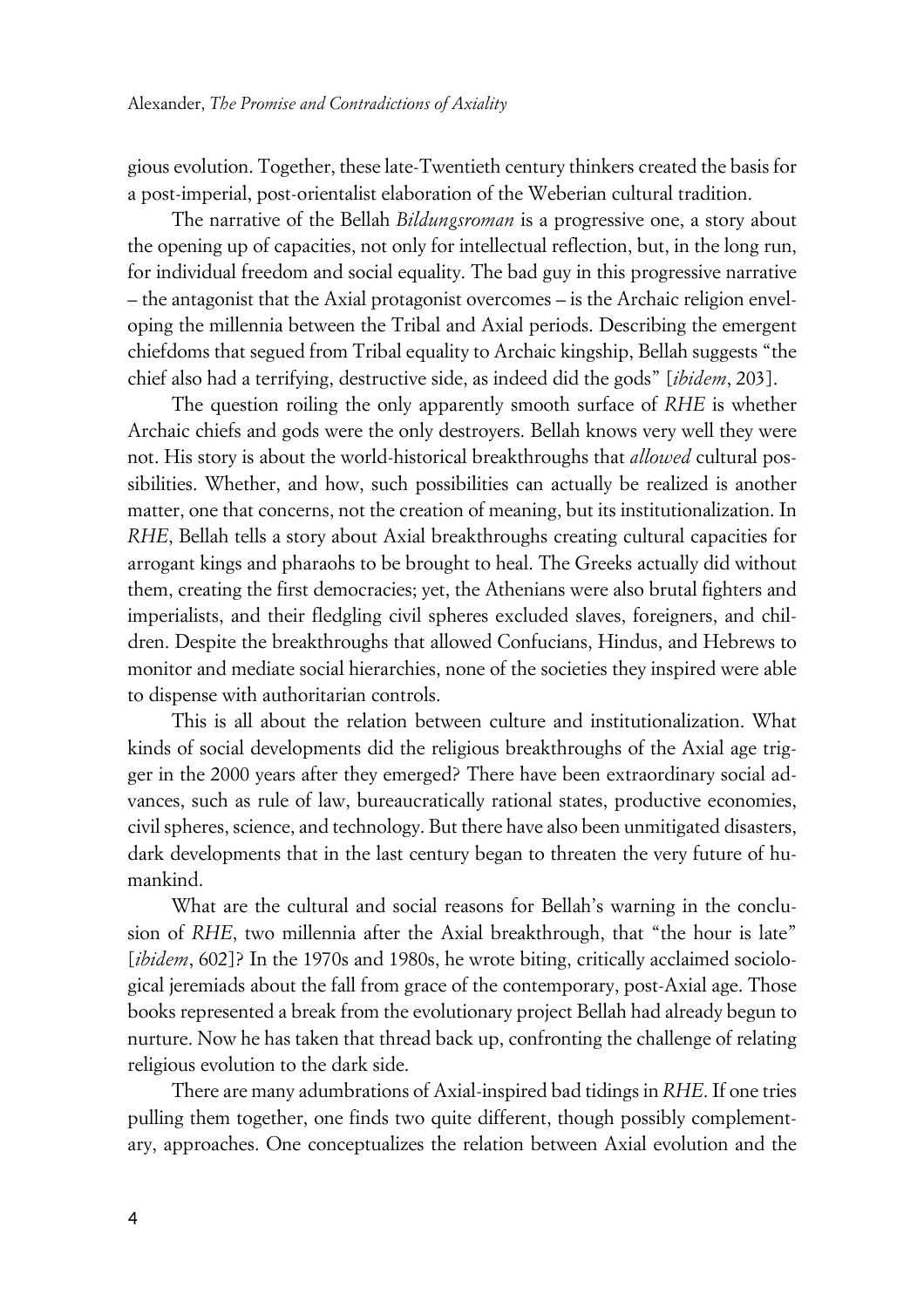gious evolution. Together, these late-Twentieth century thinkers created the basis for a post-imperial, post-orientalist elaboration of the Weberian cultural tradition.

The narrative of the Bellah *Bildungsroman* is a progressive one, a story about the opening up of capacities, not only for intellectual reflection, but, in the long run, for individual freedom and social equality. The bad guy in this progressive narrative – the antagonist that the Axial protagonist overcomes – is the Archaic religion enveloping the millennia between the Tribal and Axial periods. Describing the emergent chiefdoms that segued from Tribal equality to Archaic kingship, Bellah suggests "the chief also had a terrifying, destructive side, as indeed did the gods" [*ibidem*, 203].

The question roiling the only apparently smooth surface of *RHE* is whether Archaic chiefs and gods were the only destroyers. Bellah knows very well they were not. His story is about the world-historical breakthroughs that *allowed* cultural possibilities. Whether, and how, such possibilities can actually be realized is another matter, one that concerns, not the creation of meaning, but its institutionalization. In *RHE*, Bellah tells a story about Axial breakthroughs creating cultural capacities for arrogant kings and pharaohs to be brought to heal. The Greeks actually did without them, creating the first democracies; yet, the Athenians were also brutal fighters and imperialists, and their fledgling civil spheres excluded slaves, foreigners, and children. Despite the breakthroughs that allowed Confucians, Hindus, and Hebrews to monitor and mediate social hierarchies, none of the societies they inspired were able to dispense with authoritarian controls.

This is all about the relation between culture and institutionalization. What kinds of social developments did the religious breakthroughs of the Axial age trigger in the 2000 years after they emerged? There have been extraordinary social advances, such as rule of law, bureaucratically rational states, productive economies, civil spheres, science, and technology. But there have also been unmitigated disasters, dark developments that in the last century began to threaten the very future of humankind.

What are the cultural and social reasons for Bellah's warning in the conclusion of *RHE*, two millennia after the Axial breakthrough, that "the hour is late" [*ibidem*, 602]? In the 1970s and 1980s, he wrote biting, critically acclaimed sociological jeremiads about the fall from grace of the contemporary, post-Axial age. Those books represented a break from the evolutionary project Bellah had already begun to nurture. Now he has taken that thread back up, confronting the challenge of relating religious evolution to the dark side.

There are many adumbrations of Axial-inspired bad tidings in *RHE*. If one tries pulling them together, one finds two quite different, though possibly complementary, approaches. One conceptualizes the relation between Axial evolution and the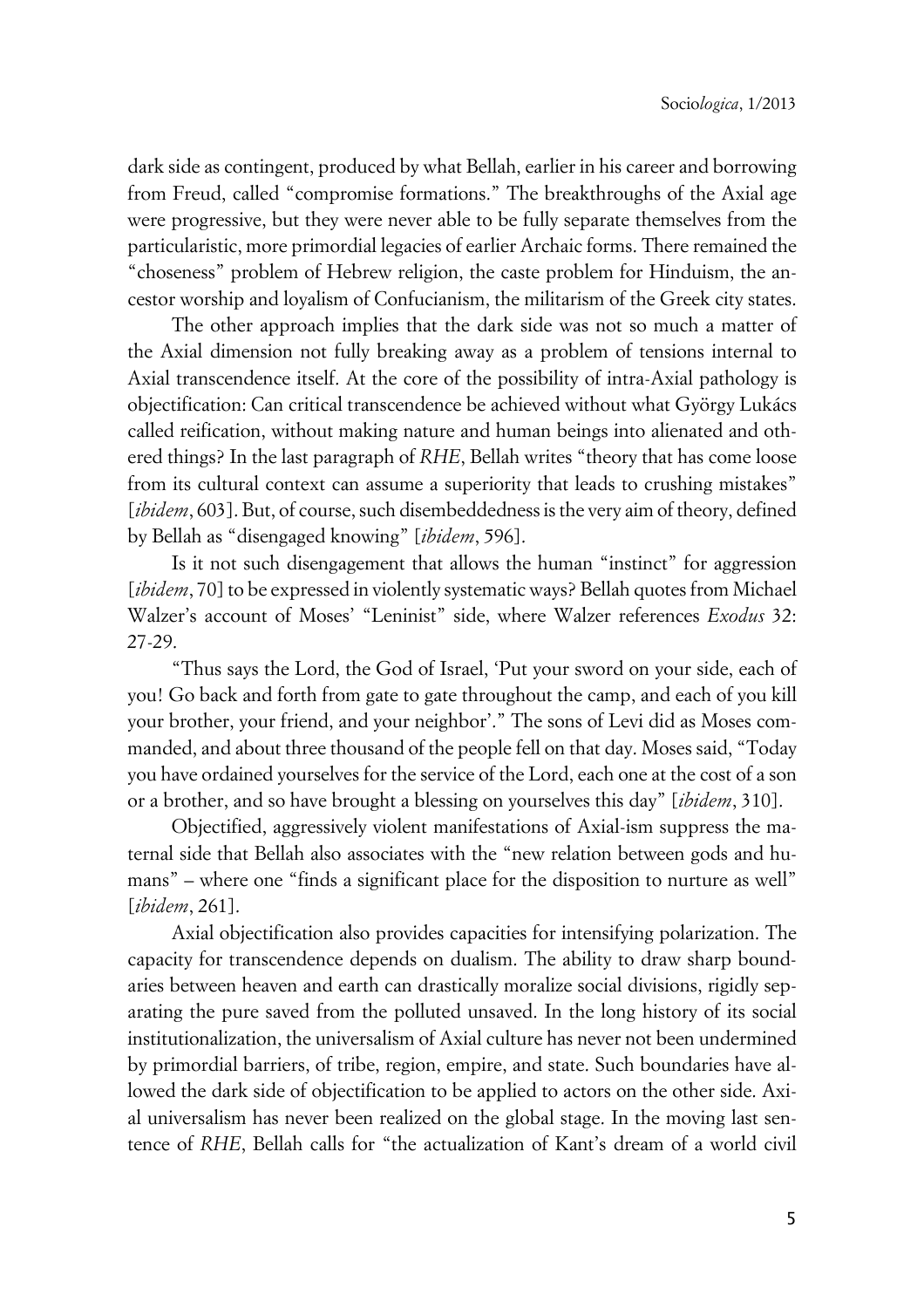dark side as contingent, produced by what Bellah, earlier in his career and borrowing from Freud, called "compromise formations." The breakthroughs of the Axial age were progressive, but they were never able to be fully separate themselves from the particularistic, more primordial legacies of earlier Archaic forms. There remained the "choseness" problem of Hebrew religion, the caste problem for Hinduism, the ancestor worship and loyalism of Confucianism, the militarism of the Greek city states.

The other approach implies that the dark side was not so much a matter of the Axial dimension not fully breaking away as a problem of tensions internal to Axial transcendence itself. At the core of the possibility of intra-Axial pathology is objectification: Can critical transcendence be achieved without what György Lukács called reification, without making nature and human beings into alienated and othered things? In the last paragraph of *RHE*, Bellah writes "theory that has come loose from its cultural context can assume a superiority that leads to crushing mistakes" [*ibidem*, 603]. But, of course, such disembeddedness is the very aim of theory, defined by Bellah as "disengaged knowing" [*ibidem*, 596].

Is it not such disengagement that allows the human "instinct" for aggression [*ibidem*, 70] to be expressed in violently systematic ways? Bellah quotes from Michael Walzer's account of Moses' "Leninist" side, where Walzer references *Exodus* 32: 27-29.

"Thus says the Lord, the God of Israel, 'Put your sword on your side, each of you! Go back and forth from gate to gate throughout the camp, and each of you kill your brother, your friend, and your neighbor'." The sons of Levi did as Moses commanded, and about three thousand of the people fell on that day. Moses said, "Today you have ordained yourselves for the service of the Lord, each one at the cost of a son or a brother, and so have brought a blessing on yourselves this day" [*ibidem*, 310].

Objectified, aggressively violent manifestations of Axial-ism suppress the maternal side that Bellah also associates with the "new relation between gods and humans" – where one "finds a significant place for the disposition to nurture as well" [*ibidem*, 261].

Axial objectification also provides capacities for intensifying polarization. The capacity for transcendence depends on dualism. The ability to draw sharp boundaries between heaven and earth can drastically moralize social divisions, rigidly separating the pure saved from the polluted unsaved. In the long history of its social institutionalization, the universalism of Axial culture has never not been undermined by primordial barriers, of tribe, region, empire, and state. Such boundaries have allowed the dark side of objectification to be applied to actors on the other side. Axial universalism has never been realized on the global stage. In the moving last sentence of *RHE*, Bellah calls for "the actualization of Kant's dream of a world civil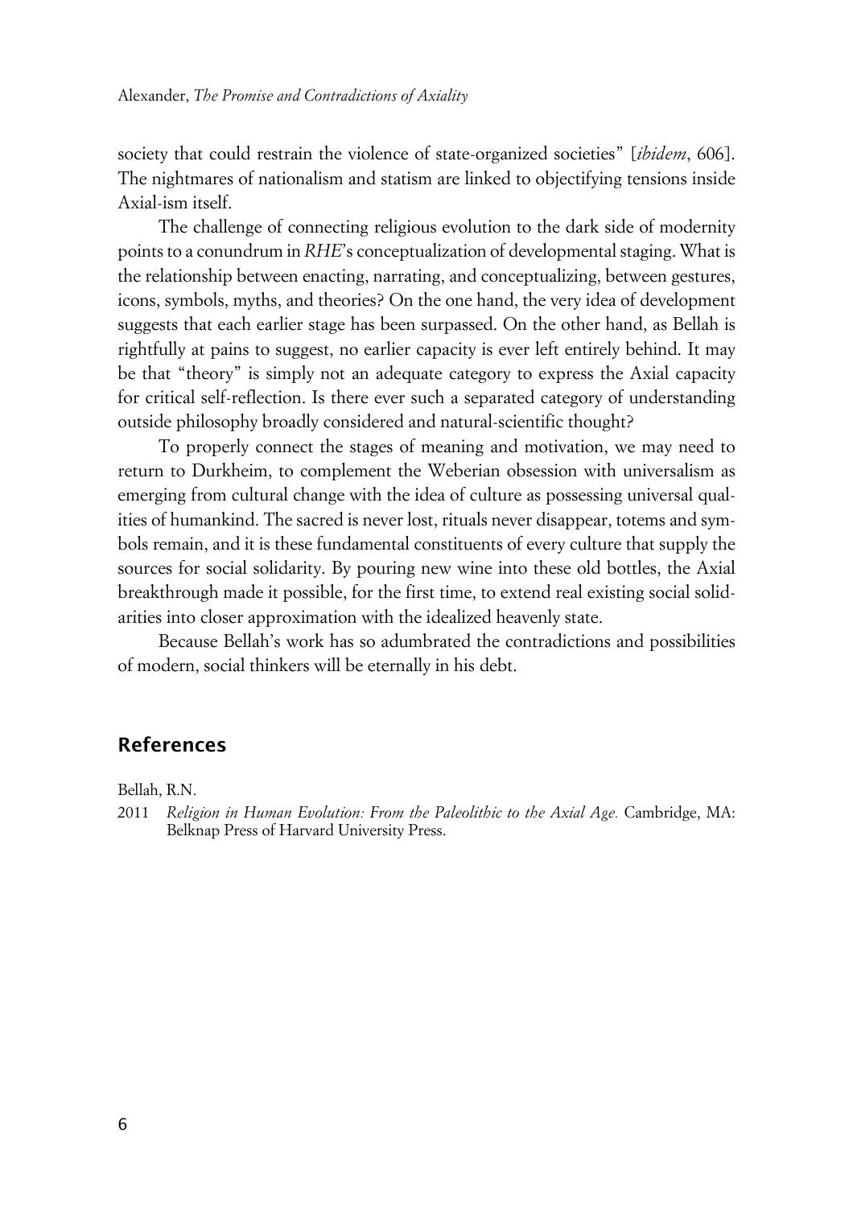society that could restrain the violence of state-organized societies" [*ibidem*, 606]. The nightmares of nationalism and statism are linked to objectifying tensions inside Axial-ism itself.

The challenge of connecting religious evolution to the dark side of modernity points to a conundrum in *RHE*'s conceptualization of developmental staging. What is the relationship between enacting, narrating, and conceptualizing, between gestures, icons, symbols, myths, and theories? On the one hand, the very idea of development suggests that each earlier stage has been surpassed. On the other hand, as Bellah is rightfully at pains to suggest, no earlier capacity is ever left entirely behind. It may be that "theory" is simply not an adequate category to express the Axial capacity for critical self-reflection. Is there ever such a separated category of understanding outside philosophy broadly considered and natural-scientific thought?

To properly connect the stages of meaning and motivation, we may need to return to Durkheim, to complement the Weberian obsession with universalism as emerging from cultural change with the idea of culture as possessing universal qualities of humankind. The sacred is never lost, rituals never disappear, totems and symbols remain, and it is these fundamental constituents of every culture that supply the sources for social solidarity. By pouring new wine into these old bottles, the Axial breakthrough made it possible, for the first time, to extend real existing social solidarities into closer approximation with the idealized heavenly state.

Because Bellah's work has so adumbrated the contradictions and possibilities of modern, social thinkers will be eternally in his debt.

## References

Bellah, R.N.

2011 *Religion in Human Evolution: From the Paleolithic to the Axial Age.* Cambridge, MA: Belknap Press of Harvard University Press.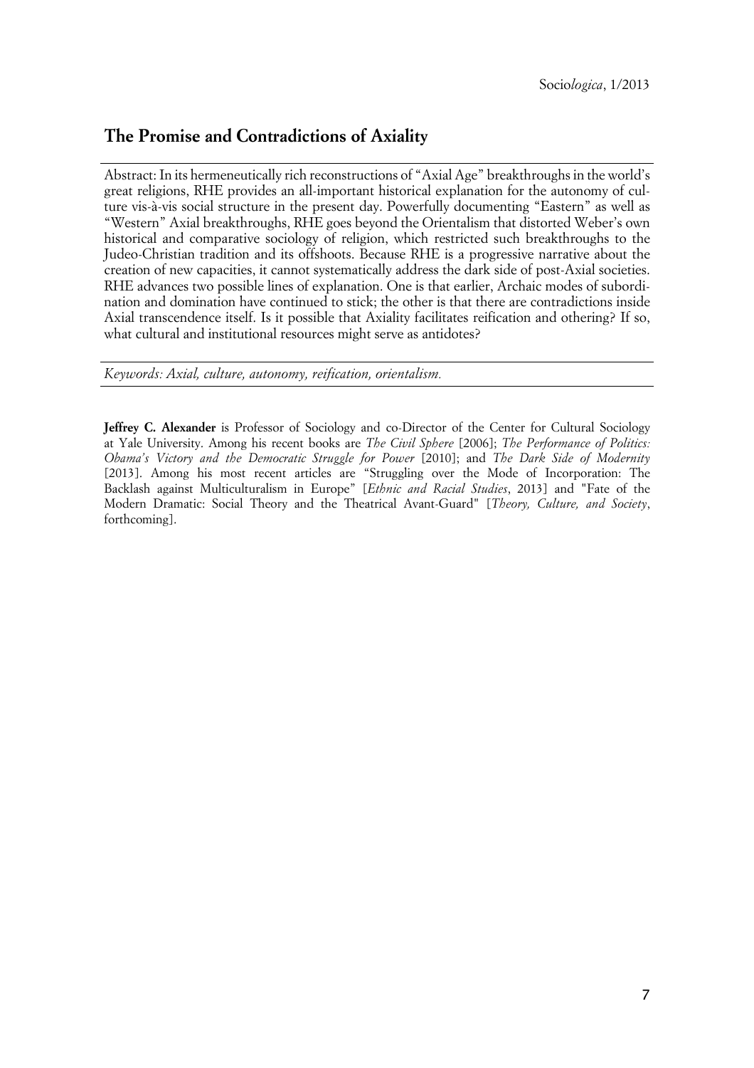## The Promise and Contradictions of Axiality

Abstract: In its hermeneutically rich reconstructions of "Axial Age" breakthroughs in the world's great religions, RHE provides an all-important historical explanation for the autonomy of culture vis-à-vis social structure in the present day. Powerfully documenting "Eastern" as well as "Western" Axial breakthroughs, RHE goes beyond the Orientalism that distorted Weber's own historical and comparative sociology of religion, which restricted such breakthroughs to the Judeo-Christian tradition and its offshoots. Because RHE is a progressive narrative about the creation of new capacities, it cannot systematically address the dark side of post-Axial societies. RHE advances two possible lines of explanation. One is that earlier, Archaic modes of subordination and domination have continued to stick; the other is that there are contradictions inside Axial transcendence itself. Is it possible that Axiality facilitates reification and othering? If so, what cultural and institutional resources might serve as antidotes?

*Keywords: Axial, culture, autonomy, reification, orientalism.*

**Jeffrey C. Alexander** is Professor of Sociology and co-Director of the Center for Cultural Sociology at Yale University. Among his recent books are *The Civil Sphere* [2006]; *The Performance of Politics: Obama's Victory and the Democratic Struggle for Power* [2010]; and *The Dark Side of Modernity* [2013]. Among his most recent articles are "Struggling over the Mode of Incorporation: The Backlash against Multiculturalism in Europe" [*Ethnic and Racial Studies*, 2013] and "Fate of the Modern Dramatic: Social Theory and the Theatrical Avant-Guard" [*Theory, Culture, and Society*, forthcoming].